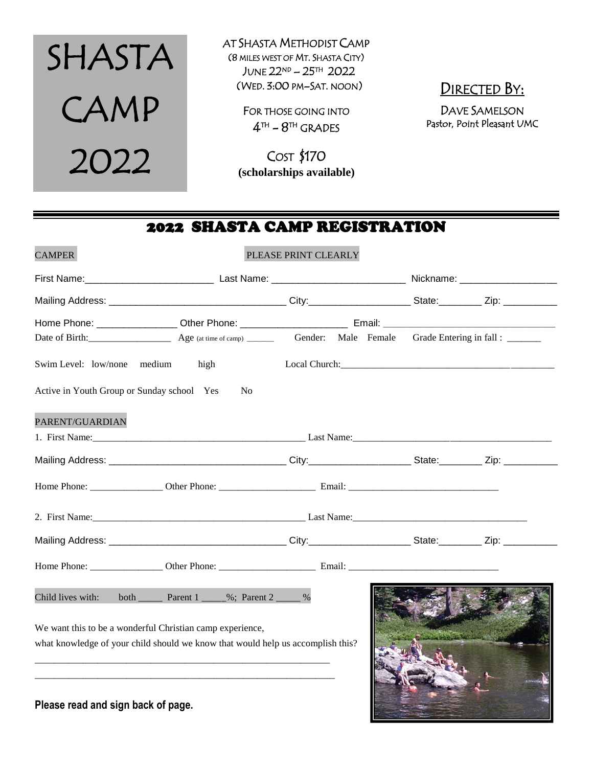# SHASTA CAMP 2022

AT SHASTA METHODIST CAMP
(8 MILES WEST OF MT. SHASTA CITY)
JUNE 22ND – 25TH 2022
(WED. 3:00 PM–SAT. NOON)

FOR THOSE GOING INTO
4TH - 8TH GRADES

COST $170
**(scholarships available)**

## DIRECTED BY:

DAVE SAMELSON
Pastor, Point Pleasant UMC

---

## 2022 SHASTA CAMP REGISTRATION

CAMPER — PLEASE PRINT CLEARLY

First Name:________________________ Last Name: ________________________ Nickname: __________________

Mailing Address: _________________________________ City:__________________ State:________ Zip: __________

Home Phone: _______________ Other Phone: ___________________ Email: _________________________________

Date of Birth:________________ Age (at time of camp) ______ Gender: Male Female Grade Entering in fall : _______

Swim Level: low/none medium high Local Church:_________________________________________

Active in Youth Group or Sunday school Yes No

PARENT/GUARDIAN

1. First Name:____________________________________________ Last Name:________________________________________

Mailing Address: _________________________________ City:__________________ State:________ Zip: __________

Home Phone: _______________ Other Phone: ___________________ Email: ______________________________

2. First Name:____________________________________________ Last Name:____________________________________

Mailing Address: _________________________________ City:__________________ State:________ Zip: __________

Home Phone: _______________ Other Phone: ___________________ Email: ______________________________

Child lives with: both _____ Parent 1 _____%; Parent 2 _____ %

We want this to be a wonderful Christian camp experience,
what knowledge of your child should we know that would help us accomplish this?

_____________________________________________________________

_____________________________________________________________

**Please read and sign back of page.**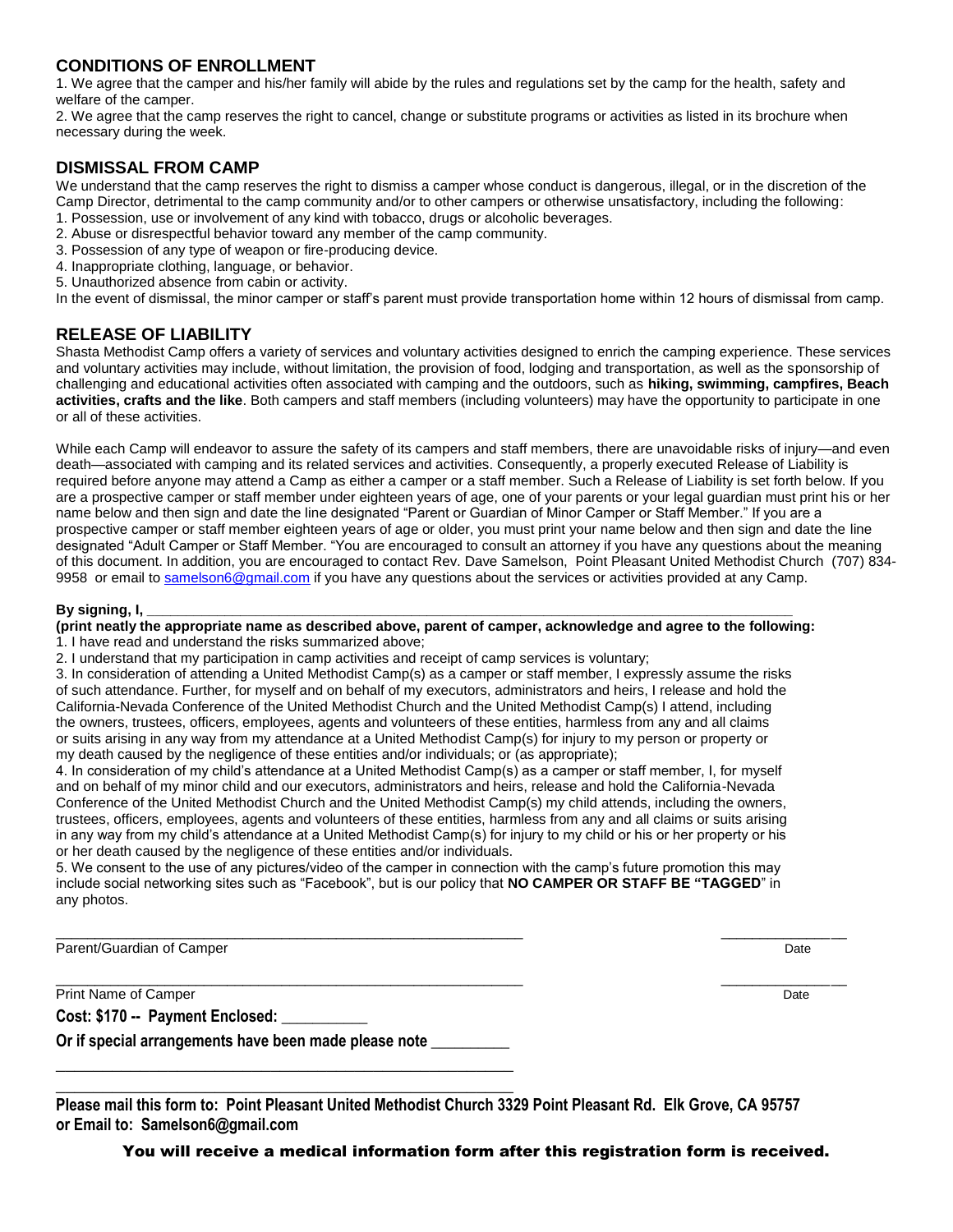## CONDITIONS OF ENROLLMENT

1. We agree that the camper and his/her family will abide by the rules and regulations set by the camp for the health, safety and welfare of the camper.
2. We agree that the camp reserves the right to cancel, change or substitute programs or activities as listed in its brochure when necessary during the week.

## DISMISSAL FROM CAMP

We understand that the camp reserves the right to dismiss a camper whose conduct is dangerous, illegal, or in the discretion of the Camp Director, detrimental to the camp community and/or to other campers or otherwise unsatisfactory, including the following:

1. Possession, use or involvement of any kind with tobacco, drugs or alcoholic beverages.
2. Abuse or disrespectful behavior toward any member of the camp community.
3. Possession of any type of weapon or fire-producing device.
4. Inappropriate clothing, language, or behavior.
5. Unauthorized absence from cabin or activity.

In the event of dismissal, the minor camper or staff's parent must provide transportation home within 12 hours of dismissal from camp.

## RELEASE OF LIABILITY

Shasta Methodist Camp offers a variety of services and voluntary activities designed to enrich the camping experience. These services and voluntary activities may include, without limitation, the provision of food, lodging and transportation, as well as the sponsorship of challenging and educational activities often associated with camping and the outdoors, such as **hiking, swimming, campfires, Beach activities, crafts and the like**. Both campers and staff members (including volunteers) may have the opportunity to participate in one or all of these activities.

While each Camp will endeavor to assure the safety of its campers and staff members, there are unavoidable risks of injury—and even death—associated with camping and its related services and activities. Consequently, a properly executed Release of Liability is required before anyone may attend a Camp as either a camper or a staff member. Such a Release of Liability is set forth below. If you are a prospective camper or staff member under eighteen years of age, one of your parents or your legal guardian must print his or her name below and then sign and date the line designated "Parent or Guardian of Minor Camper or Staff Member." If you are a prospective camper or staff member eighteen years of age or older, you must print your name below and then sign and date the line designated "Adult Camper or Staff Member. "You are encouraged to consult an attorney if you have any questions about the meaning of this document. In addition, you are encouraged to contact Rev. Dave Samelson, Point Pleasant United Methodist Church (707) 834-9958 or email to samelson6@gmail.com if you have any questions about the services or activities provided at any Camp.

**By signing, I, ______________________________________________________________________________**
**(print neatly the appropriate name as described above, parent of camper, acknowledge and agree to the following:**

1. I have read and understand the risks summarized above;
2. I understand that my participation in camp activities and receipt of camp services is voluntary;
3. In consideration of attending a United Methodist Camp(s) as a camper or staff member, I expressly assume the risks of such attendance. Further, for myself and on behalf of my executors, administrators and heirs, I release and hold the California-Nevada Conference of the United Methodist Church and the United Methodist Camp(s) I attend, including the owners, trustees, officers, employees, agents and volunteers of these entities, harmless from any and all claims or suits arising in any way from my attendance at a United Methodist Camp(s) for injury to my person or property or my death caused by the negligence of these entities and/or individuals; or (as appropriate);
4. In consideration of my child's attendance at a United Methodist Camp(s) as a camper or staff member, I, for myself and on behalf of my minor child and our executors, administrators and heirs, release and hold the California-Nevada Conference of the United Methodist Church and the United Methodist Camp(s) my child attends, including the owners, trustees, officers, employees, agents and volunteers of these entities, harmless from any and all claims or suits arising in any way from my child's attendance at a United Methodist Camp(s) for injury to my child or his or her property or his or her death caused by the negligence of these entities and/or individuals.
5. We consent to the use of any pictures/video of the camper in connection with the camp's future promotion this may include social networking sites such as "Facebook", but is our policy that **NO CAMPER OR STAFF BE "TAGGED"** in any photos.

______________________________________________________________ ________________
Parent/Guardian of Camper Date

______________________________________________________________ ________________
Print Name of Camper Date

**Cost: $170 -- Payment Enclosed: __________**

**Or if special arrangements have been made please note _________**

____________________________________________________________

____________________________________________________________

**Please mail this form to: Point Pleasant United Methodist Church 3329 Point Pleasant Rd. Elk Grove, CA 95757 or Email to: Samelson6@gmail.com**

**You will receive a medical information form after this registration form is received.**